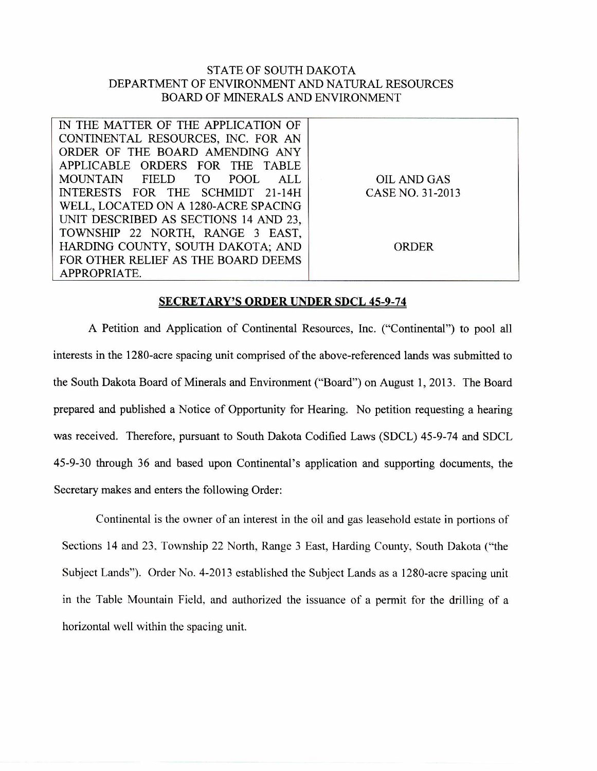STATE OF SOUTH DAKOTA
DEPARTMENT OF ENVIRONMENT AND NATURAL RESOURCES
BOARD OF MINERALS AND ENVIRONMENT

| IN THE MATTER OF THE APPLICATION OF CONTINENTAL RESOURCES, INC. FOR AN ORDER OF THE BOARD AMENDING ANY APPLICABLE ORDERS FOR THE TABLE MOUNTAIN FIELD TO POOL ALL INTERESTS FOR THE SCHMIDT 21-14H WELL, LOCATED ON A 1280-ACRE SPACING UNIT DESCRIBED AS SECTIONS 14 AND 23, TOWNSHIP 22 NORTH, RANGE 3 EAST, HARDING COUNTY, SOUTH DAKOTA; AND FOR OTHER RELIEF AS THE BOARD DEEMS APPROPRIATE. | OIL AND GAS CASE NO. 31-2013<br><br>ORDER |
|---|---|

**SECRETARY'S ORDER UNDER SDCL 45-9-74**

A Petition and Application of Continental Resources, Inc. ("Continental") to pool all interests in the 1280-acre spacing unit comprised of the above-referenced lands was submitted to the South Dakota Board of Minerals and Environment ("Board") on August 1, 2013. The Board prepared and published a Notice of Opportunity for Hearing. No petition requesting a hearing was received. Therefore, pursuant to South Dakota Codified Laws (SDCL) 45-9-74 and SDCL 45-9-30 through 36 and based upon Continental's application and supporting documents, the Secretary makes and enters the following Order:

Continental is the owner of an interest in the oil and gas leasehold estate in portions of Sections 14 and 23, Township 22 North, Range 3 East, Harding County, South Dakota ("the Subject Lands"). Order No. 4-2013 established the Subject Lands as a 1280-acre spacing unit in the Table Mountain Field, and authorized the issuance of a permit for the drilling of a horizontal well within the spacing unit.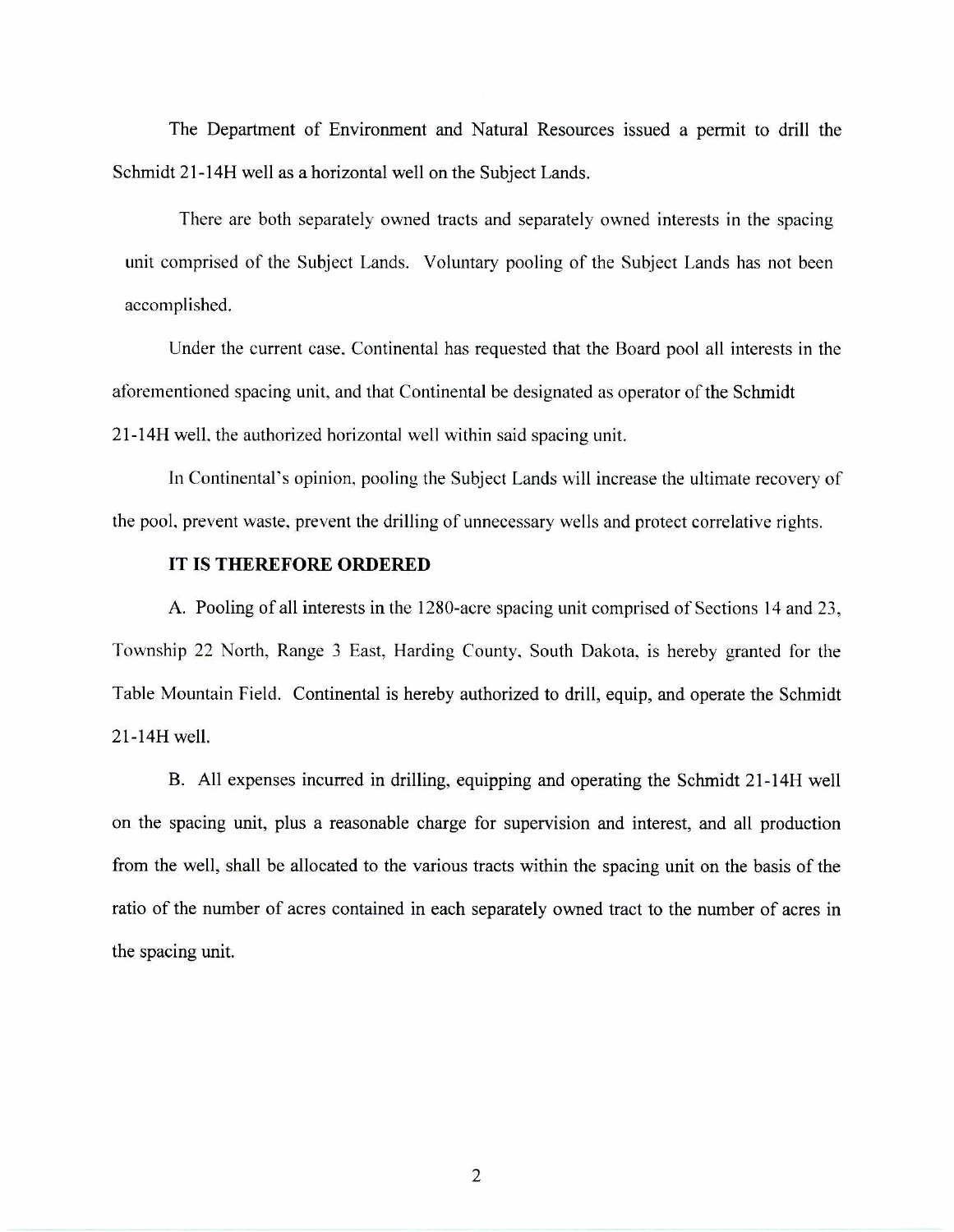The Department of Environment and Natural Resources issued a permit to drill the Schmidt 21-14H well as a horizontal well on the Subject Lands.

There are both separately owned tracts and separately owned interests in the spacing unit comprised of the Subject Lands. Voluntary pooling of the Subject Lands has not been accomplished.

Under the current case, Continental has requested that the Board pool all interests in the aforementioned spacing unit, and that Continental be designated as operator of the Schmidt 21-14H well, the authorized horizontal well within said spacing unit.

In Continental's opinion, pooling the Subject Lands will increase the ultimate recovery of the pool, prevent waste, prevent the drilling of unnecessary wells and protect correlative rights.

**IT IS THEREFORE ORDERED**

A. Pooling of all interests in the 1280-acre spacing unit comprised of Sections 14 and 23, Township 22 North, Range 3 East, Harding County, South Dakota, is hereby granted for the Table Mountain Field. Continental is hereby authorized to drill, equip, and operate the Schmidt 21-14H well.

B. All expenses incurred in drilling, equipping and operating the Schmidt 21-14H well on the spacing unit, plus a reasonable charge for supervision and interest, and all production from the well, shall be allocated to the various tracts within the spacing unit on the basis of the ratio of the number of acres contained in each separately owned tract to the number of acres in the spacing unit.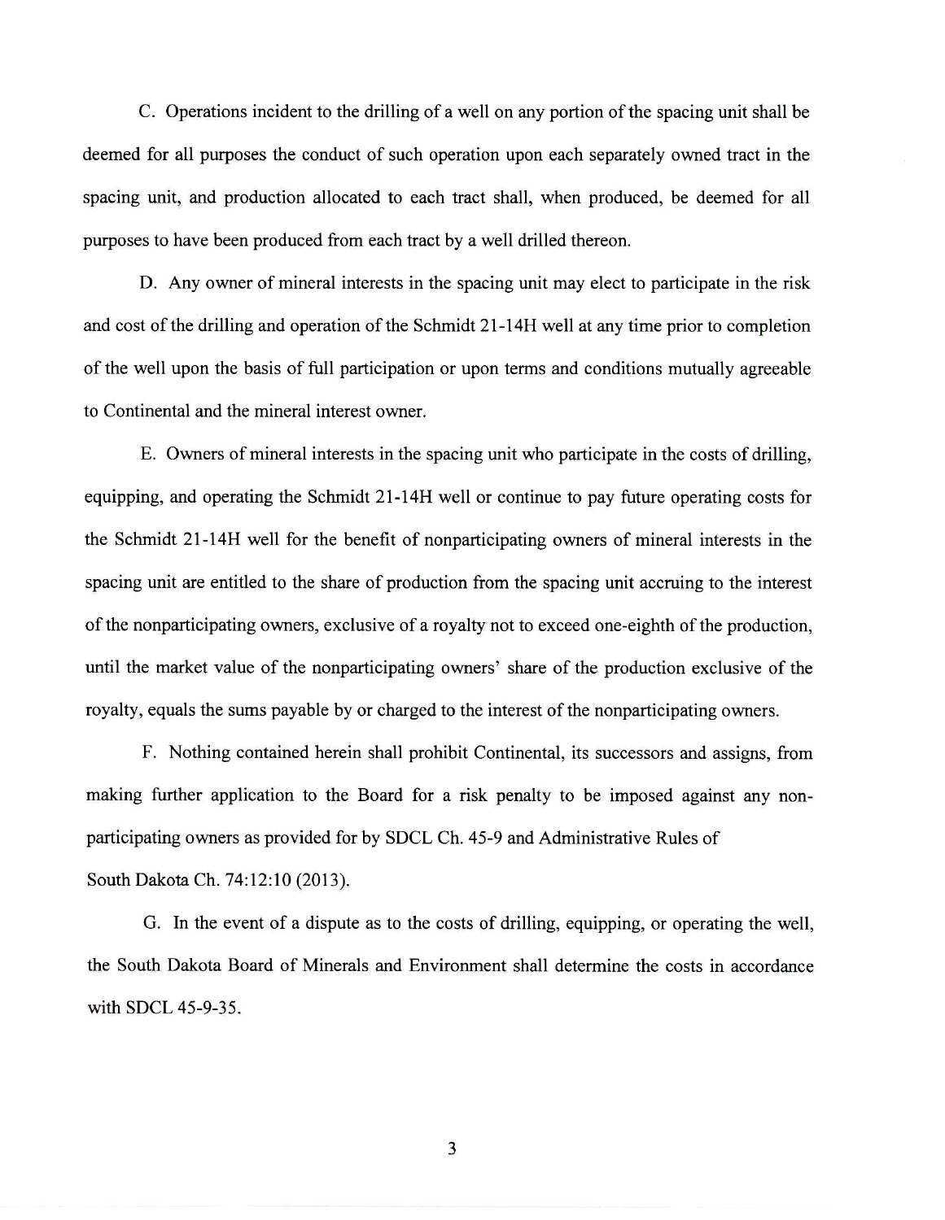C. Operations incident to the drilling of a well on any portion of the spacing unit shall be deemed for all purposes the conduct of such operation upon each separately owned tract in the spacing unit, and production allocated to each tract shall, when produced, be deemed for all purposes to have been produced from each tract by a well drilled thereon.

D. Any owner of mineral interests in the spacing unit may elect to participate in the risk and cost of the drilling and operation of the Schmidt 21-14H well at any time prior to completion of the well upon the basis of full participation or upon terms and conditions mutually agreeable to Continental and the mineral interest owner.

E. Owners of mineral interests in the spacing unit who participate in the costs of drilling, equipping, and operating the Schmidt 21-14H well or continue to pay future operating costs for the Schmidt 21-14H well for the benefit of nonparticipating owners of mineral interests in the spacing unit are entitled to the share of production from the spacing unit accruing to the interest of the nonparticipating owners, exclusive of a royalty not to exceed one-eighth of the production, until the market value of the nonparticipating owners' share of the production exclusive of the royalty, equals the sums payable by or charged to the interest of the nonparticipating owners.

F. Nothing contained herein shall prohibit Continental, its successors and assigns, from making further application to the Board for a risk penalty to be imposed against any non-participating owners as provided for by SDCL Ch. 45-9 and Administrative Rules of South Dakota Ch. 74:12:10 (2013).

G. In the event of a dispute as to the costs of drilling, equipping, or operating the well, the South Dakota Board of Minerals and Environment shall determine the costs in accordance with SDCL 45-9-35.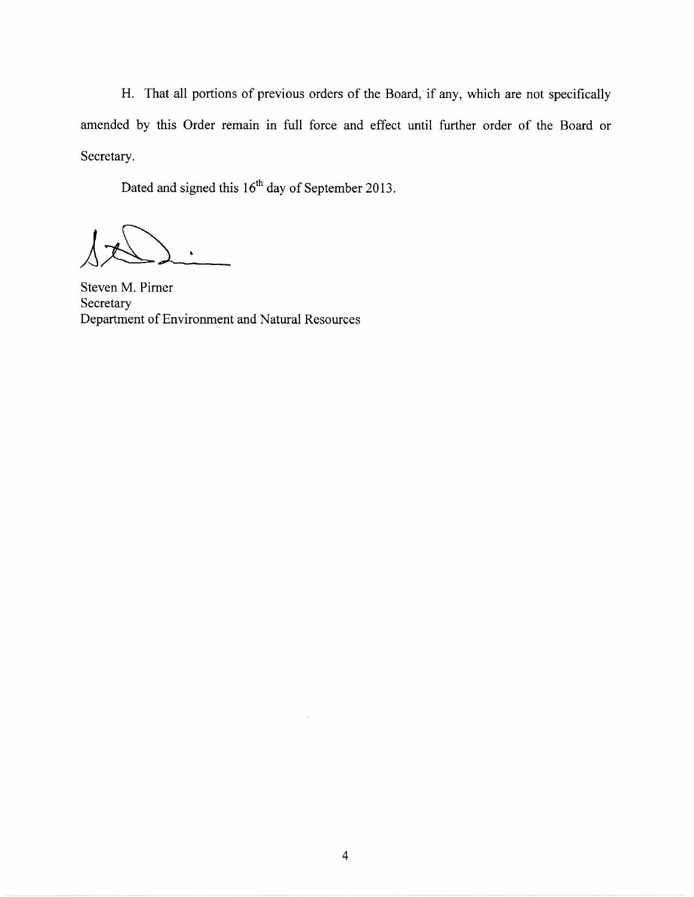H. That all portions of previous orders of the Board, if any, which are not specifically amended by this Order remain in full force and effect until further order of the Board or Secretary.

Dated and signed this 16th day of September 2013.

Steven M. Pirner
Secretary
Department of Environment and Natural Resources